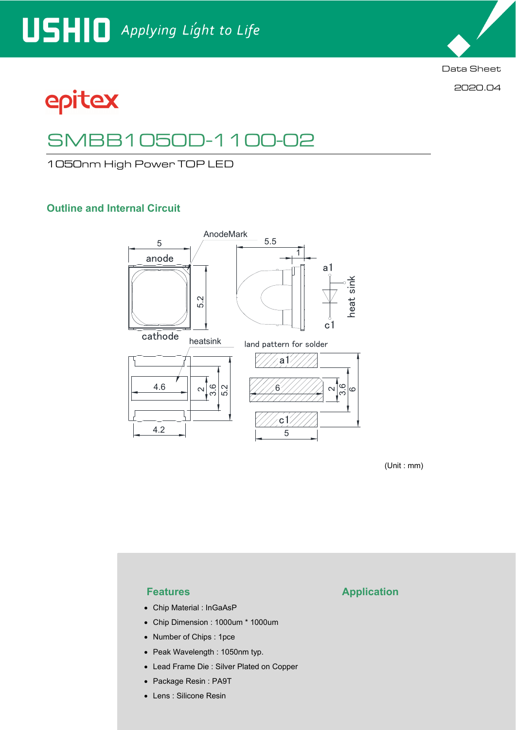Data Sheet

2020.04

epitex

# SMBB1050D-1100-02

1050nm High Power TOP LED

## Outline and Internal Circuit

AnodeMark

5

anode

5.2

cathode

5.5

1

a1

heat sink

c1

heatsink

4.6

2

3.6

5.2

4.2

land pattern for solder

a1

6

2

3.6

6

c1

5

(Unit : mm)

## Features

- Chip Material : InGaAsP
- Chip Dimension : 1000um * 1000um
- Number of Chips : 1pce
- Peak Wavelength : 1050nm typ.
- Lead Frame Die : Silver Plated on Copper
- Package Resin : PA9T
- Lens : Silicone Resin

## Application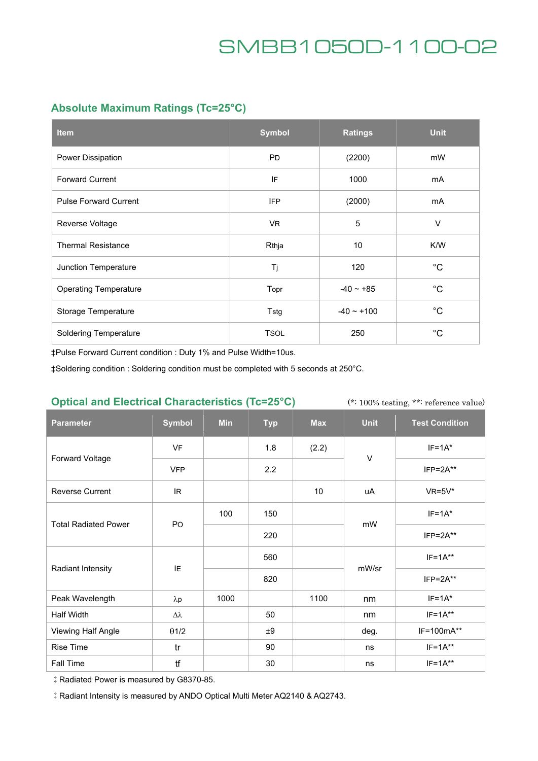# SMBB1050D-1100-02

## Absolute Maximum Ratings (Tc=25°C)

| Item | Symbol | Ratings | Unit |
|---|---|---|---|
| Power Dissipation | PD | (2200) | mW |
| Forward Current | IF | 1000 | mA |
| Pulse Forward Current | IFP | (2000) | mA |
| Reverse Voltage | VR | 5 | V |
| Thermal Resistance | Rthja | 10 | K/W |
| Junction Temperature | Tj | 120 | °C |
| Operating Temperature | Topr | -40 ~ +85 | °C |
| Storage Temperature | Tstg | -40 ~ +100 | °C |
| Soldering Temperature | TSOL | 250 | °C |

‡Pulse Forward Current condition : Duty 1% and Pulse Width=10us.

‡Soldering condition : Soldering condition must be completed with 5 seconds at 250°C.

## Optical and Electrical Characteristics (Tc=25°C)

(*: 100% testing, **: reference value)

| Parameter | Symbol | Min | Typ | Max | Unit | Test Condition |
|---|---|---|---|---|---|---|
| Forward Voltage | VF | | 1.8 | (2.2) | V | IF=1A* |
| | VFP | | 2.2 | | | IFP=2A** |
| Reverse Current | IR | | | 10 | uA | VR=5V* |
| Total Radiated Power | PO | 100 | 150 | | mW | IF=1A* |
| | | | 220 | | | IFP=2A** |
| Radiant Intensity | IE | | 560 | | mW/sr | IF=1A** |
| | | | 820 | | | IFP=2A** |
| Peak Wavelength | λp | 1000 | | 1100 | nm | IF=1A* |
| Half Width | Δλ | | 50 | | nm | IF=1A** |
| Viewing Half Angle | θ1/2 | | ±9 | | deg. | IF=100mA** |
| Rise Time | tr | | 90 | | ns | IF=1A** |
| Fall Time | tf | | 30 | | ns | IF=1A** |

‡ Radiated Power is measured by G8370-85.

‡ Radiant Intensity is measured by ANDO Optical Multi Meter AQ2140 & AQ2743.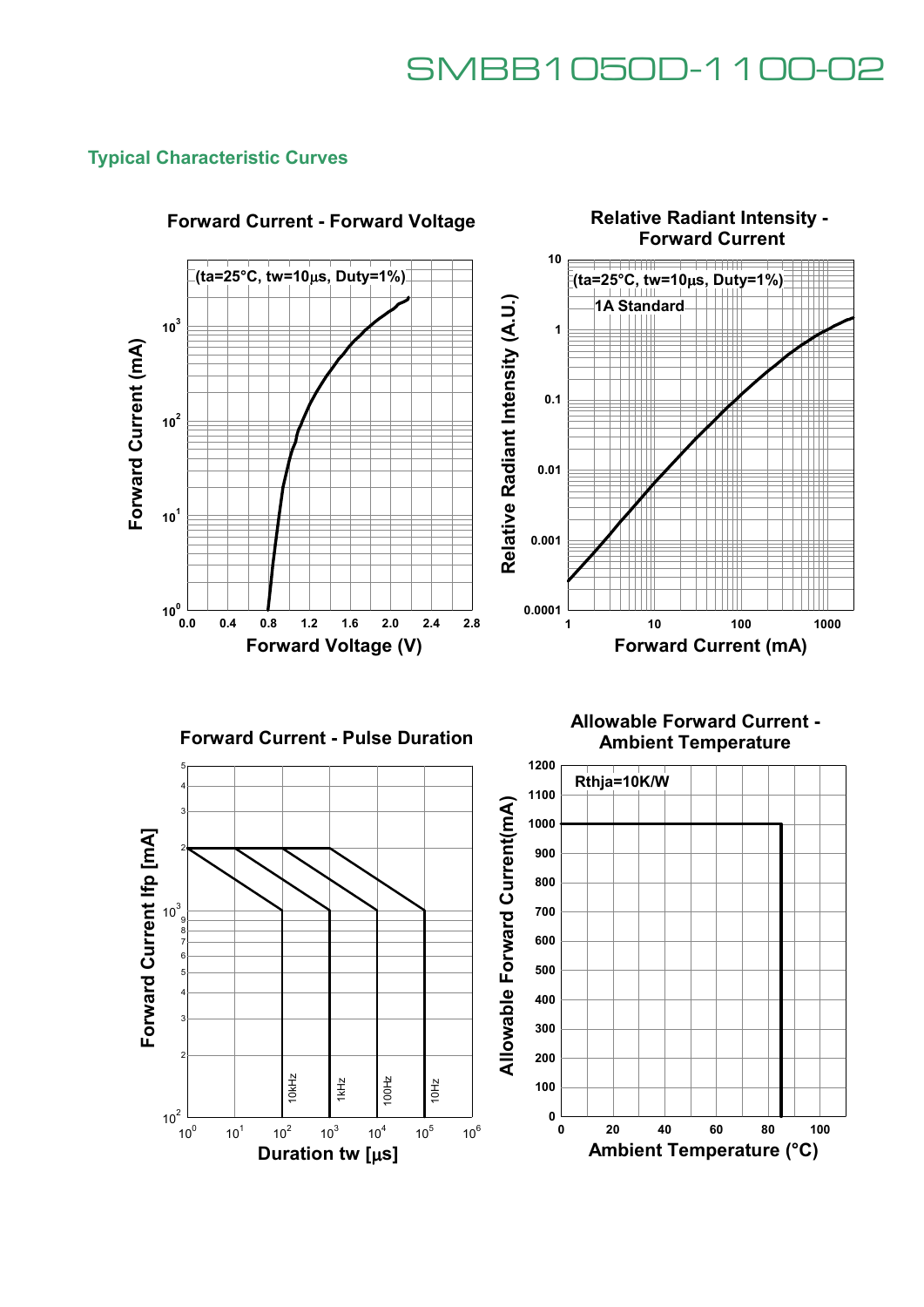## Typical Characteristic Curves

**Forward Current - Forward Voltage**

(ta=25°C, tw=10μs, Duty=1%)

Forward Current (mA)

Forward Voltage (V)

**Relative Radiant Intensity - Forward Current**

(ta=25°C, tw=10μs, Duty=1%)

1A Standard

Relative Radiant Intensity (A.U.)

Forward Current (mA)

**Forward Current - Pulse Duration**

Forward Current Ifp [mA]

Duration tw [μs]

10kHz, 1kHz, 100Hz, 10Hz

**Allowable Forward Current - Ambient Temperature**

Rthja=10K/W

Allowable Forward Current(mA)

Ambient Temperature (°C)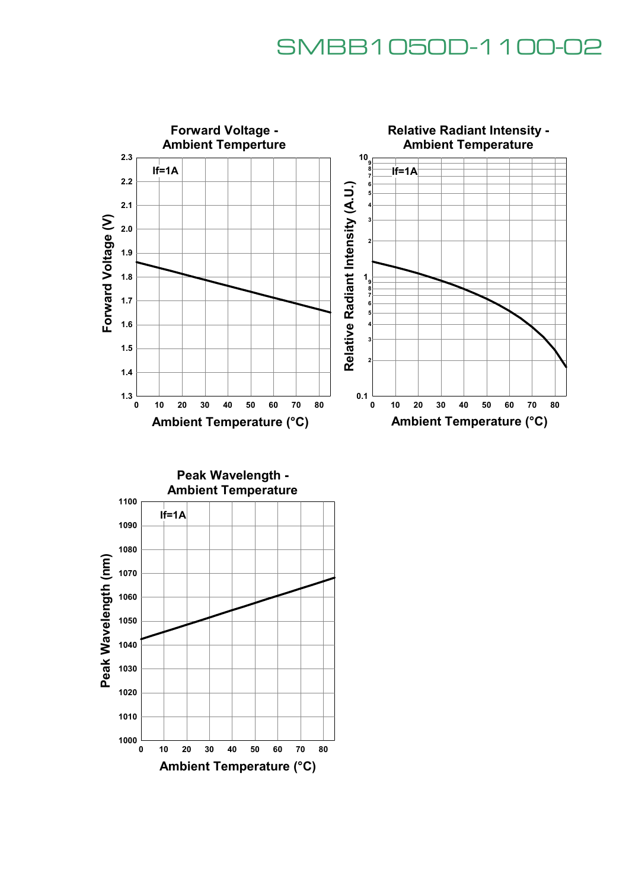## Forward Voltage - Ambient Temperture

If=1A

Forward Voltage (V) vs. Ambient Temperature (°C)

## Relative Radiant Intensity - Ambient Temperature

If=1A

Relative Radiant Intensity (A.U.) vs. Ambient Temperature (°C)

## Peak Wavelength - Ambient Temperature

If=1A

Peak Wavelength (nm) vs. Ambient Temperature (°C)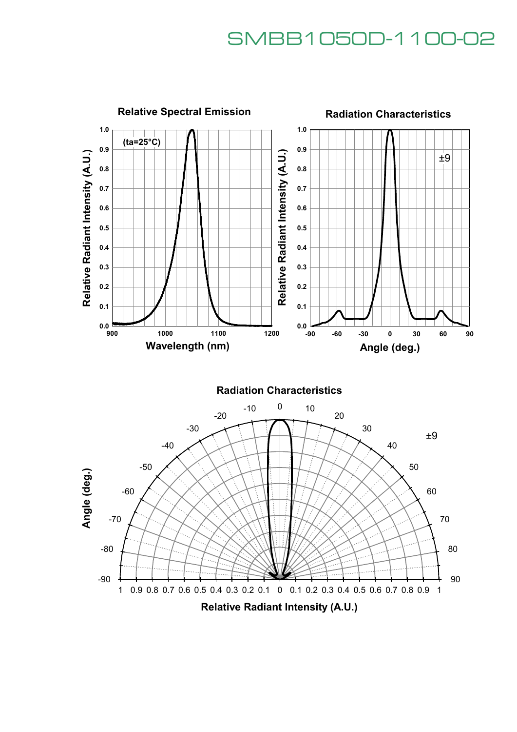## Relative Spectral Emission

(ta=25°C)

Relative Radiant Intensity (A.U.)

Wavelength (nm)

## Radiation Characteristics

±9

Relative Radiant Intensity (A.U.)

Angle (deg.)

## Radiation Characteristics

±9

Angle (deg.)

Relative Radiant Intensity (A.U.)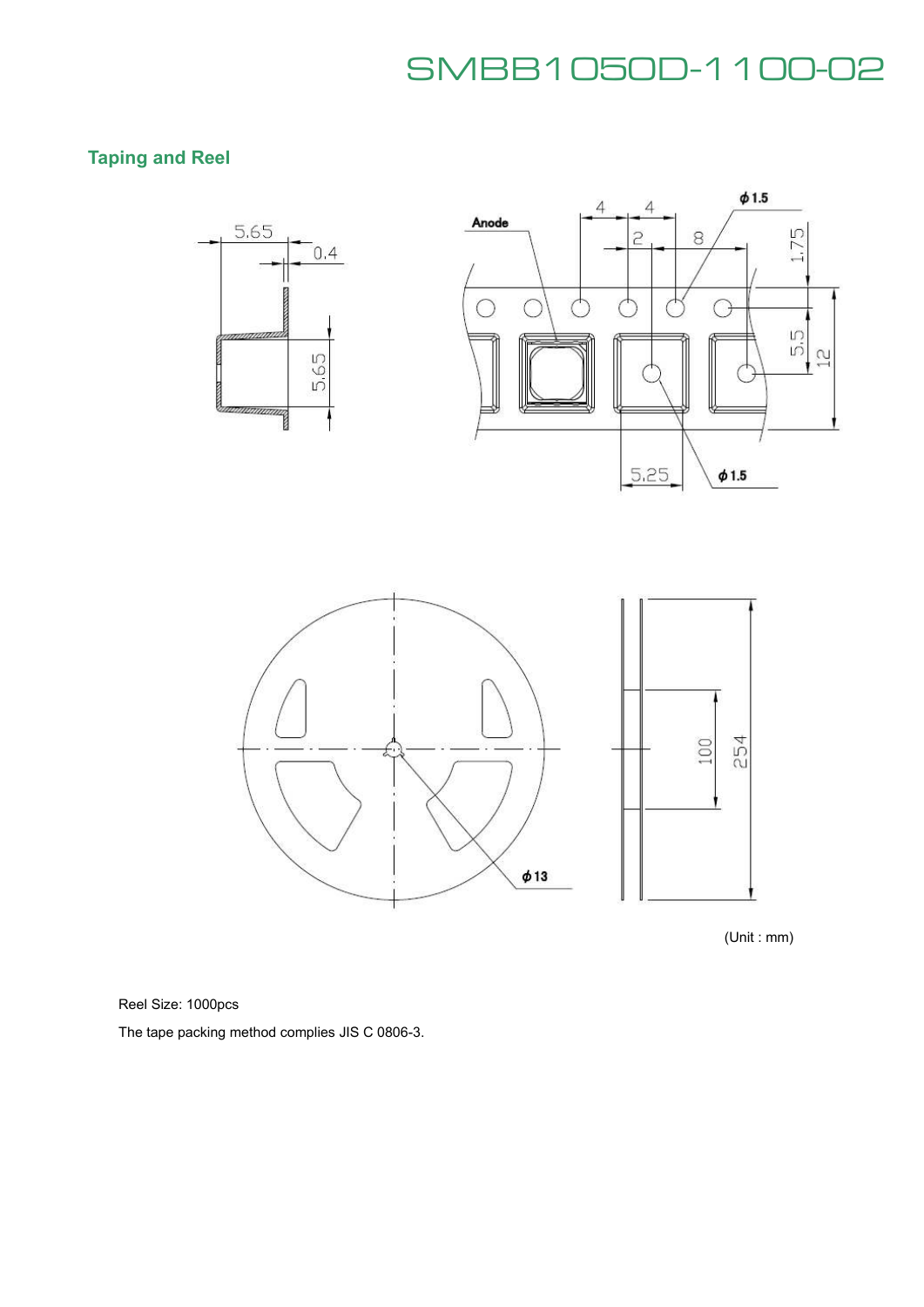## Taping and Reel

(Unit : mm)

Reel Size: 1000pcs

The tape packing method complies JIS C 0806-3.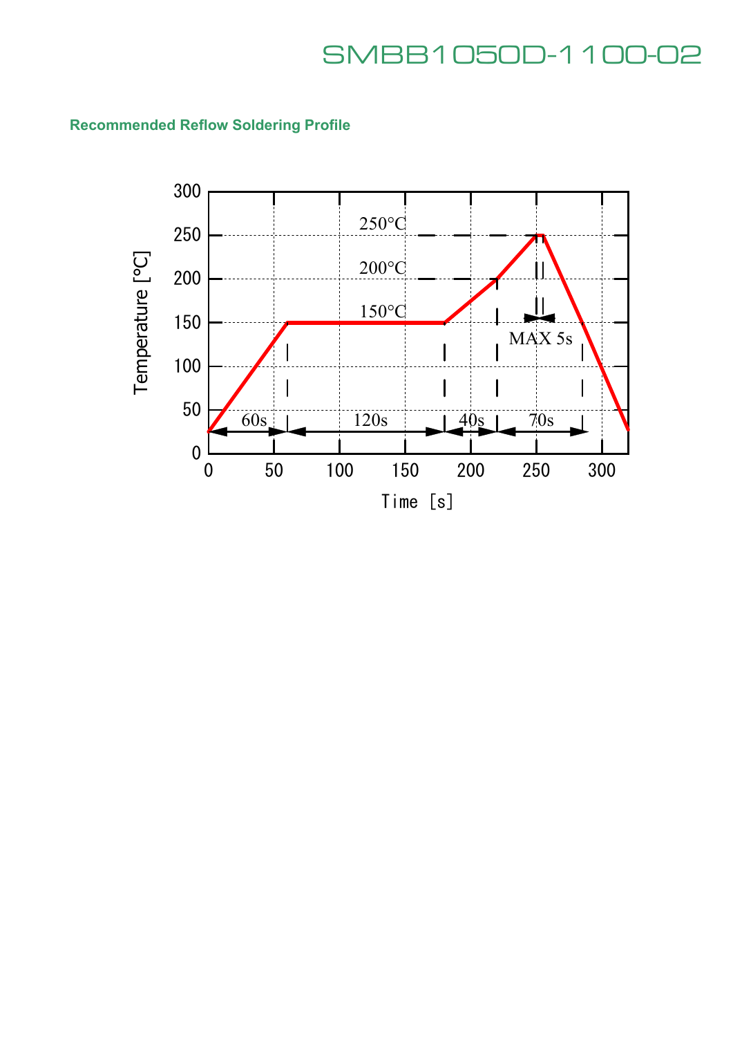## Recommended Reflow Soldering Profile

Temperature [°C]

300

250 — 250°C

200 — 200°C

150 — 150°C

100

50

0

60s | 120s | 40s | 70s

MAX 5s

0 50 100 150 200 250 300

Time [s]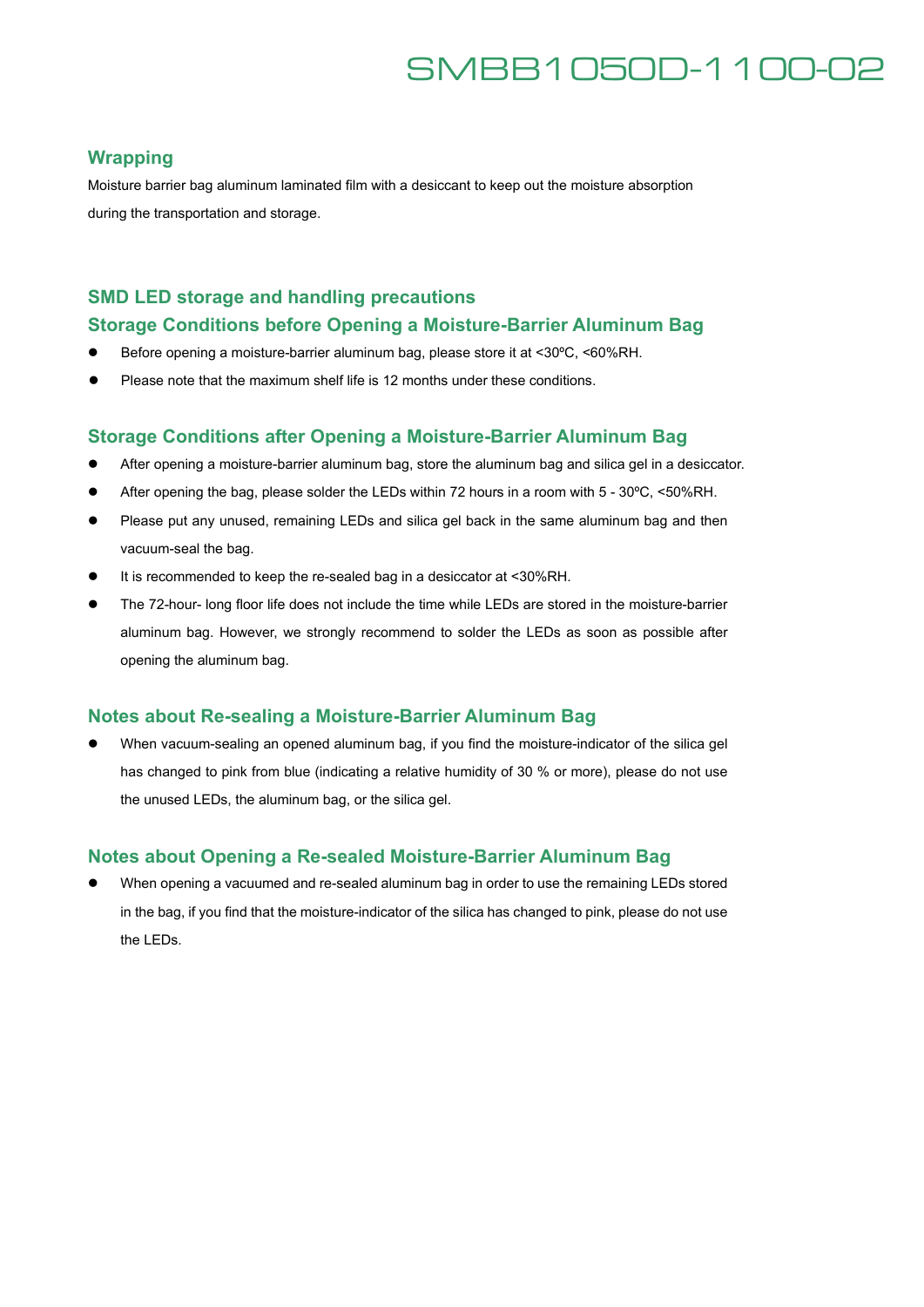## Wrapping

Moisture barrier bag aluminum laminated film with a desiccant to keep out the moisture absorption during the transportation and storage.

## SMD LED storage and handling precautions

### Storage Conditions before Opening a Moisture-Barrier Aluminum Bag

- Before opening a moisture-barrier aluminum bag, please store it at <30ºC, <60%RH.
- Please note that the maximum shelf life is 12 months under these conditions.

### Storage Conditions after Opening a Moisture-Barrier Aluminum Bag

- After opening a moisture-barrier aluminum bag, store the aluminum bag and silica gel in a desiccator.
- After opening the bag, please solder the LEDs within 72 hours in a room with 5 - 30ºC, <50%RH.
- Please put any unused, remaining LEDs and silica gel back in the same aluminum bag and then vacuum-seal the bag.
- It is recommended to keep the re-sealed bag in a desiccator at <30%RH.
- The 72-hour- long floor life does not include the time while LEDs are stored in the moisture-barrier aluminum bag. However, we strongly recommend to solder the LEDs as soon as possible after opening the aluminum bag.

### Notes about Re-sealing a Moisture-Barrier Aluminum Bag

- When vacuum-sealing an opened aluminum bag, if you find the moisture-indicator of the silica gel has changed to pink from blue (indicating a relative humidity of 30 % or more), please do not use the unused LEDs, the aluminum bag, or the silica gel.

### Notes about Opening a Re-sealed Moisture-Barrier Aluminum Bag

- When opening a vacuumed and re-sealed aluminum bag in order to use the remaining LEDs stored in the bag, if you find that the moisture-indicator of the silica has changed to pink, please do not use the LEDs.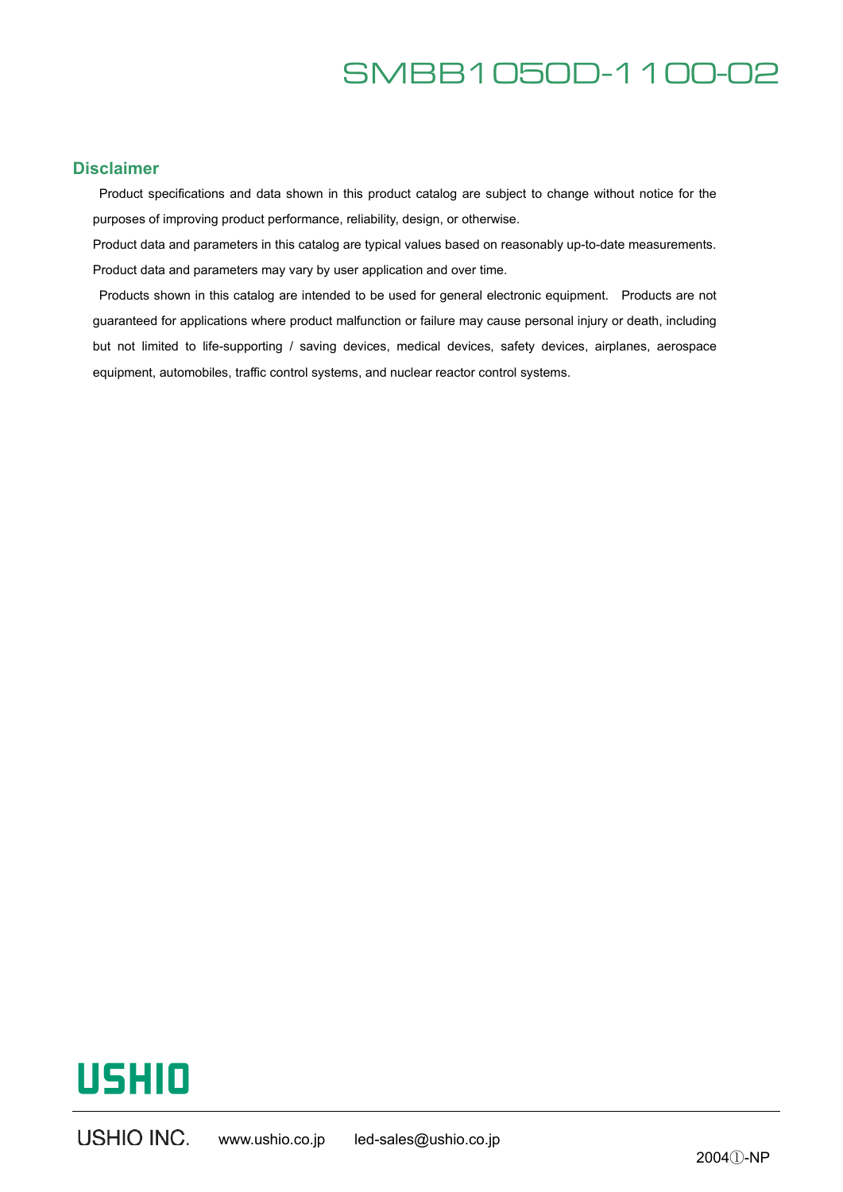## Disclaimer

Product specifications and data shown in this product catalog are subject to change without notice for the purposes of improving product performance, reliability, design, or otherwise.

Product data and parameters in this catalog are typical values based on reasonably up-to-date measurements. Product data and parameters may vary by user application and over time.

Products shown in this catalog are intended to be used for general electronic equipment. Products are not guaranteed for applications where product malfunction or failure may cause personal injury or death, including but not limited to life-supporting / saving devices, medical devices, safety devices, airplanes, aerospace equipment, automobiles, traffic control systems, and nuclear reactor control systems.

USHIO

USHIO INC. www.ushio.co.jp led-sales@ushio.co.jp

2004①-NP